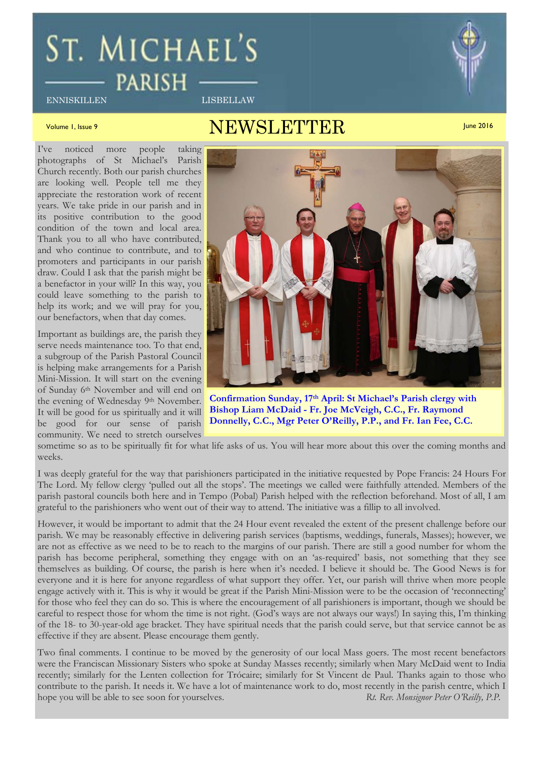# ST. MICHAEL'S PARISH

ENNISKILLEN LISBELLAW

Volume 1, Issue 9

# NEWSLETTER

June 2016

I've noticed more people taking photographs of St Michael's Parish Church recently. Both our parish churches are looking well. People tell me they appreciate the restoration work of recent years. We take pride in our parish and in its positive contribution to the good condition of the town and local area. Thank you to all who have contributed, and who continue to contribute, and to promoters and participants in our parish draw. Could I ask that the parish might be a benefactor in your will? In this way, you could leave something to the parish to help its work; and we will pray for you, our benefactors, when that day comes.

**Confirmation Sunday, 17th April: St Michael's Parish clergy with Bishop Liam McDaid - Fr. Joe McVeigh, C.C., Fr. Raymond Donnelly, C.C., Mgr Peter O'Reilly, P.P., and Fr. Ian Fee, C.C.**

Important as buildings are, the parish they serve needs maintenance too. To that end, a subgroup of the Parish Pastoral Council is helping make arrangements for a Parish Mini-Mission. It will start on the evening of Sunday 6th November and will end on the evening of Wednesday 9th November. It will be good for us spiritually and it will be good for our sense of parish community. We need to stretch ourselves sometime so as to be spiritually fit for what life asks of us. You will hear more about this over the coming months and weeks.

I was deeply grateful for the way that parishioners participated in the initiative requested by Pope Francis: 24 Hours For The Lord. My fellow clergy 'pulled out all the stops'. The meetings we called were faithfully attended. Members of the parish pastoral councils both here and in Tempo (Pobal) Parish helped with the reflection beforehand. Most of all, I am grateful to the parishioners who went out of their way to attend. The initiative was a fillip to all involved.

However, it would be important to admit that the 24 Hour event revealed the extent of the present challenge before our parish. We may be reasonably effective in delivering parish services (baptisms, weddings, funerals, Masses); however, we are not as effective as we need to be to reach to the margins of our parish. There are still a good number for whom the parish has become peripheral, something they engage with on an 'as-required' basis, not something that they see themselves as building. Of course, the parish is here when it's needed. I believe it should be. The Good News is for everyone and it is here for anyone regardless of what support they offer. Yet, our parish will thrive when more people engage actively with it. This is why it would be great if the Parish Mini-Mission were to be the occasion of 'reconnecting' for those who feel they can do so. This is where the encouragement of all parishioners is important, though we should be careful to respect those for whom the time is not right. (God's ways are not always our ways!) In saying this, I'm thinking of the 18- to 30-year-old age bracket. They have spiritual needs that the parish could serve, but that service cannot be as effective if they are absent. Please encourage them gently.

Two final comments. I continue to be moved by the generosity of our local Mass goers. The most recent benefactors were the Franciscan Missionary Sisters who spoke at Sunday Masses recently; similarly when Mary McDaid went to India recently; similarly for the Lenten collection for Trócaire; similarly for St Vincent de Paul. Thanks again to those who contribute to the parish. It needs it. We have a lot of maintenance work to do, most recently in the parish centre, which I hope you will be able to see soon for yourselves.

*Rt. Rev. Monsignor Peter O'Reilly, P.P.*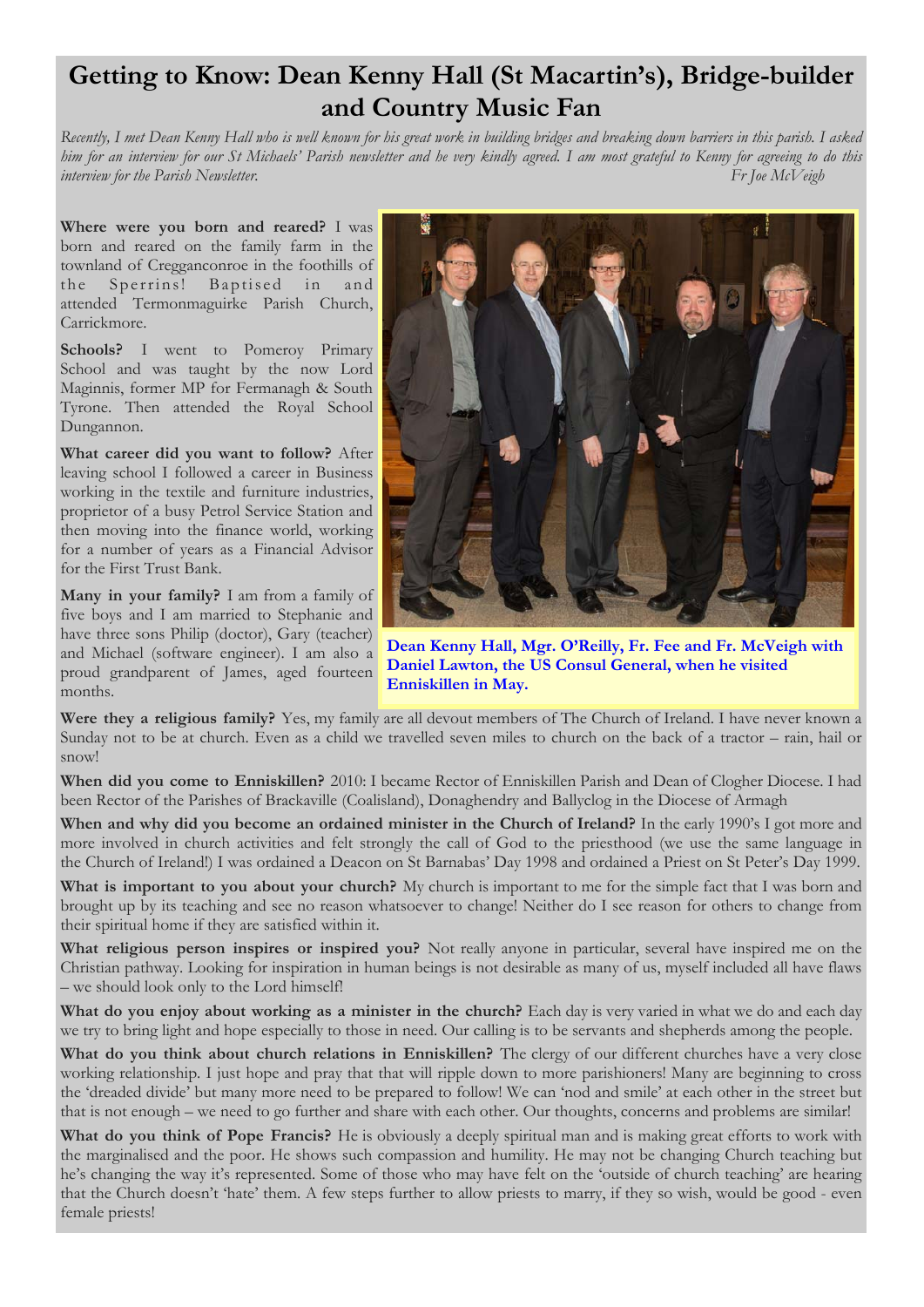# Getting to Know: Dean Kenny Hall (St Macartin's), Bridge-builder and Country Music Fan

*Recently, I met Dean Kenny Hall who is well known for his great work in building bridges and breaking down barriers in this parish. I asked him for an interview for our St Michaels' Parish newsletter and he very kindly agreed. I am most grateful to Kenny for agreeing to do this interview for the Parish Newsletter.* *Fr Joe McVeigh*

**Where were you born and reared?** I was born and reared on the family farm in the townland of Cregganconroe in the foothills of the Sperrins! Baptised in and attended Termonmaguirke Parish Church, Carrickmore.

**Schools?** I went to Pomeroy Primary School and was taught by the now Lord Maginnis, former MP for Fermanagh & South Tyrone. Then attended the Royal School Dungannon.

**What career did you want to follow?** After leaving school I followed a career in Business working in the textile and furniture industries, proprietor of a busy Petrol Service Station and then moving into the finance world, working for a number of years as a Financial Advisor for the First Trust Bank.

**Many in your family?** I am from a family of five boys and I am married to Stephanie and have three sons Philip (doctor), Gary (teacher) and Michael (software engineer). I am also a proud grandparent of James, aged fourteen months.

**Dean Kenny Hall, Mgr. O'Reilly, Fr. Fee and Fr. McVeigh with Daniel Lawton, the US Consul General, when he visited Enniskillen in May.**

**Were they a religious family?** Yes, my family are all devout members of The Church of Ireland. I have never known a Sunday not to be at church. Even as a child we travelled seven miles to church on the back of a tractor – rain, hail or snow!

**When did you come to Enniskillen?** 2010: I became Rector of Enniskillen Parish and Dean of Clogher Diocese. I had been Rector of the Parishes of Brackaville (Coalisland), Donaghendry and Ballyclog in the Diocese of Armagh

**When and why did you become an ordained minister in the Church of Ireland?** In the early 1990's I got more and more involved in church activities and felt strongly the call of God to the priesthood (we use the same language in the Church of Ireland!) I was ordained a Deacon on St Barnabas' Day 1998 and ordained a Priest on St Peter's Day 1999.

**What is important to you about your church?** My church is important to me for the simple fact that I was born and brought up by its teaching and see no reason whatsoever to change! Neither do I see reason for others to change from their spiritual home if they are satisfied within it.

**What religious person inspires or inspired you?** Not really anyone in particular, several have inspired me on the Christian pathway. Looking for inspiration in human beings is not desirable as many of us, myself included all have flaws – we should look only to the Lord himself!

**What do you enjoy about working as a minister in the church?** Each day is very varied in what we do and each day we try to bring light and hope especially to those in need. Our calling is to be servants and shepherds among the people.

**What do you think about church relations in Enniskillen?** The clergy of our different churches have a very close working relationship. I just hope and pray that that will ripple down to more parishioners! Many are beginning to cross the 'dreaded divide' but many more need to be prepared to follow! We can 'nod and smile' at each other in the street but that is not enough – we need to go further and share with each other. Our thoughts, concerns and problems are similar!

**What do you think of Pope Francis?** He is obviously a deeply spiritual man and is making great efforts to work with the marginalised and the poor. He shows such compassion and humility. He may not be changing Church teaching but he's changing the way it's represented. Some of those who may have felt on the 'outside of church teaching' are hearing that the Church doesn't 'hate' them. A few steps further to allow priests to marry, if they so wish, would be good - even female priests!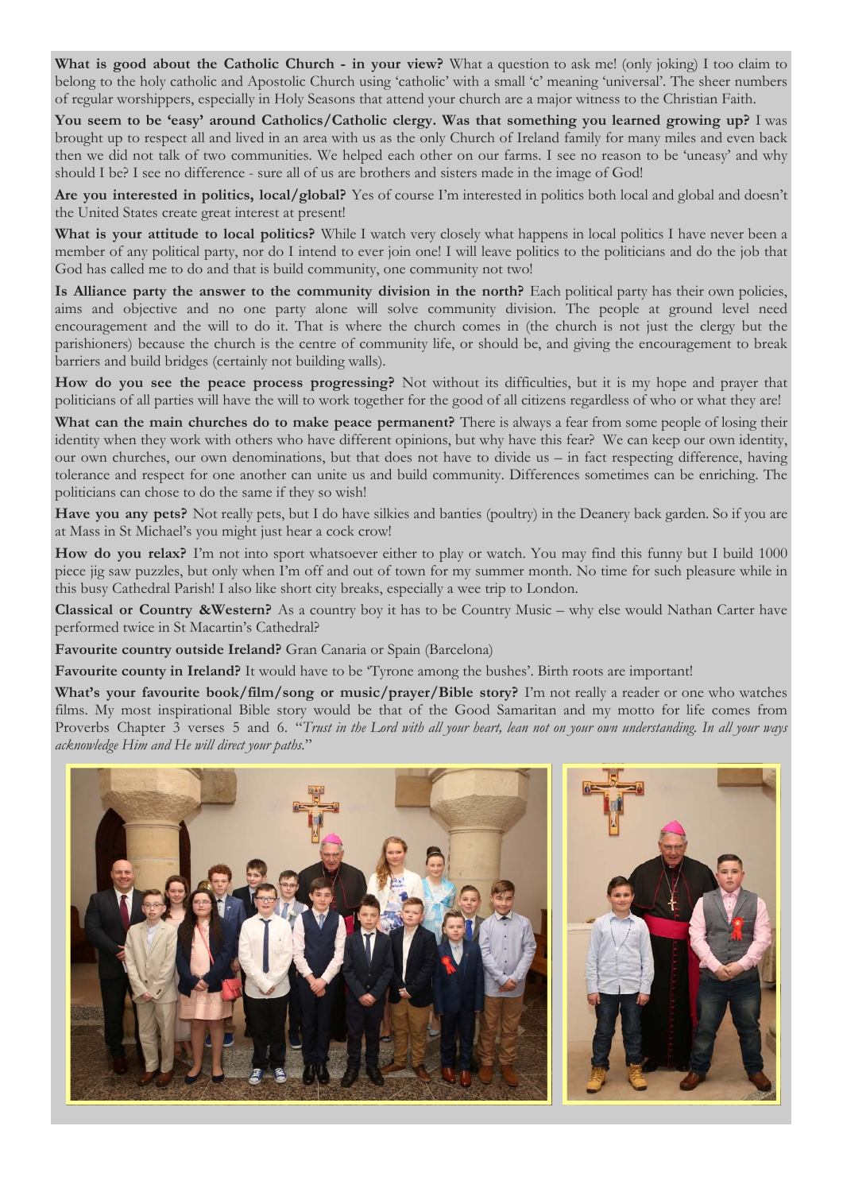**What is good about the Catholic Church - in your view?** What a question to ask me! (only joking) I too claim to belong to the holy catholic and Apostolic Church using 'catholic' with a small 'c' meaning 'universal'. The sheer numbers of regular worshippers, especially in Holy Seasons that attend your church are a major witness to the Christian Faith.

**You seem to be 'easy' around Catholics/Catholic clergy. Was that something you learned growing up?** I was brought up to respect all and lived in an area with us as the only Church of Ireland family for many miles and even back then we did not talk of two communities. We helped each other on our farms. I see no reason to be 'uneasy' and why should I be? I see no difference - sure all of us are brothers and sisters made in the image of God!

**Are you interested in politics, local/global?** Yes of course I'm interested in politics both local and global and doesn't the United States create great interest at present!

**What is your attitude to local politics?** While I watch very closely what happens in local politics I have never been a member of any political party, nor do I intend to ever join one! I will leave politics to the politicians and do the job that God has called me to do and that is build community, one community not two!

**Is Alliance party the answer to the community division in the north?** Each political party has their own policies, aims and objective and no one party alone will solve community division. The people at ground level need encouragement and the will to do it. That is where the church comes in (the church is not just the clergy but the parishioners) because the church is the centre of community life, or should be, and giving the encouragement to break barriers and build bridges (certainly not building walls).

**How do you see the peace process progressing?** Not without its difficulties, but it is my hope and prayer that politicians of all parties will have the will to work together for the good of all citizens regardless of who or what they are!

**What can the main churches do to make peace permanent?** There is always a fear from some people of losing their identity when they work with others who have different opinions, but why have this fear? We can keep our own identity, our own churches, our own denominations, but that does not have to divide us – in fact respecting difference, having tolerance and respect for one another can unite us and build community. Differences sometimes can be enriching. The politicians can chose to do the same if they so wish!

**Have you any pets?** Not really pets, but I do have silkies and banties (poultry) in the Deanery back garden. So if you are at Mass in St Michael's you might just hear a cock crow!

**How do you relax?** I'm not into sport whatsoever either to play or watch. You may find this funny but I build 1000 piece jig saw puzzles, but only when I'm off and out of town for my summer month. No time for such pleasure while in this busy Cathedral Parish! I also like short city breaks, especially a wee trip to London.

**Classical or Country &Western?** As a country boy it has to be Country Music – why else would Nathan Carter have performed twice in St Macartin's Cathedral?

**Favourite country outside Ireland?** Gran Canaria or Spain (Barcelona)

**Favourite county in Ireland?** It would have to be 'Tyrone among the bushes'. Birth roots are important!

**What's your favourite book/film/song or music/prayer/Bible story?** I'm not really a reader or one who watches films. My most inspirational Bible story would be that of the Good Samaritan and my motto for life comes from Proverbs Chapter 3 verses 5 and 6. "*Trust in the Lord with all your heart, lean not on your own understanding. In all your ways acknowledge Him and He will direct your paths.*"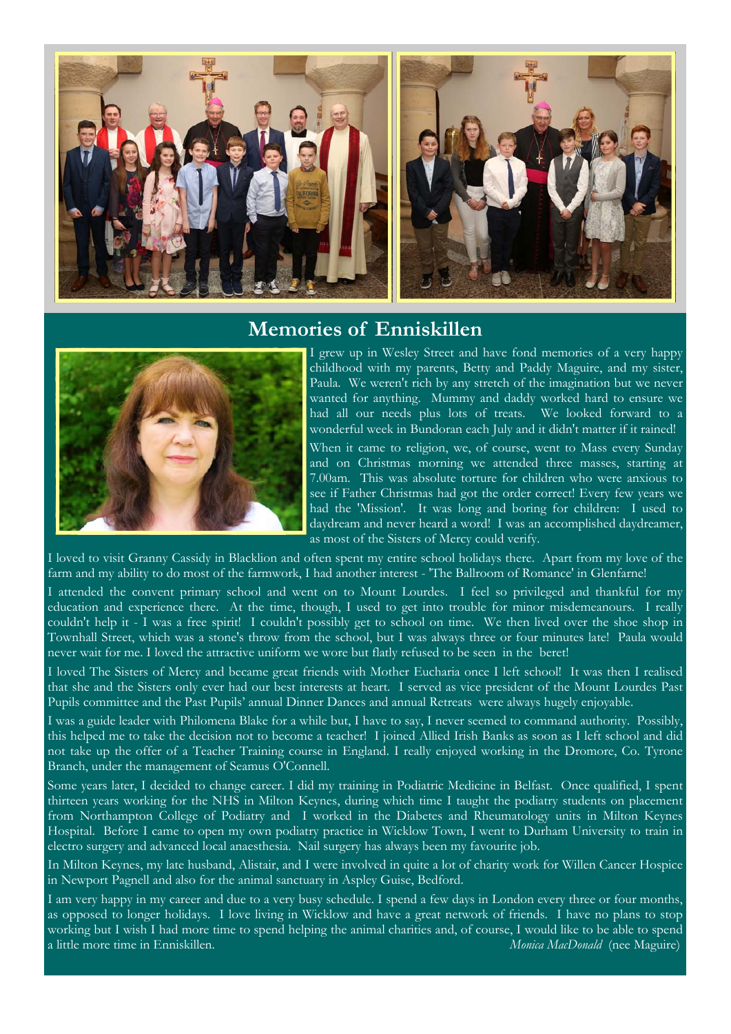## Memories of Enniskillen

I grew up in Wesley Street and have fond memories of a very happy childhood with my parents, Betty and Paddy Maguire, and my sister, Paula. We weren't rich by any stretch of the imagination but we never wanted for anything. Mummy and daddy worked hard to ensure we had all our needs plus lots of treats. We looked forward to a wonderful week in Bundoran each July and it didn't matter if it rained!

When it came to religion, we, of course, went to Mass every Sunday and on Christmas morning we attended three masses, starting at 7.00am. This was absolute torture for children who were anxious to see if Father Christmas had got the order correct! Every few years we had the 'Mission'. It was long and boring for children: I used to daydream and never heard a word! I was an accomplished daydreamer, as most of the Sisters of Mercy could verify.

I loved to visit Granny Cassidy in Blacklion and often spent my entire school holidays there. Apart from my love of the farm and my ability to do most of the farmwork, I had another interest - 'The Ballroom of Romance' in Glenfarne!

I attended the convent primary school and went on to Mount Lourdes. I feel so privileged and thankful for my education and experience there. At the time, though, I used to get into trouble for minor misdemeanours. I really couldn't help it - I was a free spirit! I couldn't possibly get to school on time. We then lived over the shoe shop in Townhall Street, which was a stone's throw from the school, but I was always three or four minutes late! Paula would never wait for me. I loved the attractive uniform we wore but flatly refused to be seen in the beret!

I loved The Sisters of Mercy and became great friends with Mother Eucharia once I left school! It was then I realised that she and the Sisters only ever had our best interests at heart. I served as vice president of the Mount Lourdes Past Pupils committee and the Past Pupils' annual Dinner Dances and annual Retreats were always hugely enjoyable.

I was a guide leader with Philomena Blake for a while but, I have to say, I never seemed to command authority. Possibly, this helped me to take the decision not to become a teacher! I joined Allied Irish Banks as soon as I left school and did not take up the offer of a Teacher Training course in England. I really enjoyed working in the Dromore, Co. Tyrone Branch, under the management of Seamus O'Connell.

Some years later, I decided to change career. I did my training in Podiatric Medicine in Belfast. Once qualified, I spent thirteen years working for the NHS in Milton Keynes, during which time I taught the podiatry students on placement from Northampton College of Podiatry and I worked in the Diabetes and Rheumatology units in Milton Keynes Hospital. Before I came to open my own podiatry practice in Wicklow Town, I went to Durham University to train in electro surgery and advanced local anaesthesia. Nail surgery has always been my favourite job.

In Milton Keynes, my late husband, Alistair, and I were involved in quite a lot of charity work for Willen Cancer Hospice in Newport Pagnell and also for the animal sanctuary in Aspley Guise, Bedford.

I am very happy in my career and due to a very busy schedule. I spend a few days in London every three or four months, as opposed to longer holidays. I love living in Wicklow and have a great network of friends. I have no plans to stop working but I wish I had more time to spend helping the animal charities and, of course, I would like to be able to spend a little more time in Enniskillen.

*Monica MacDonald* (nee Maguire)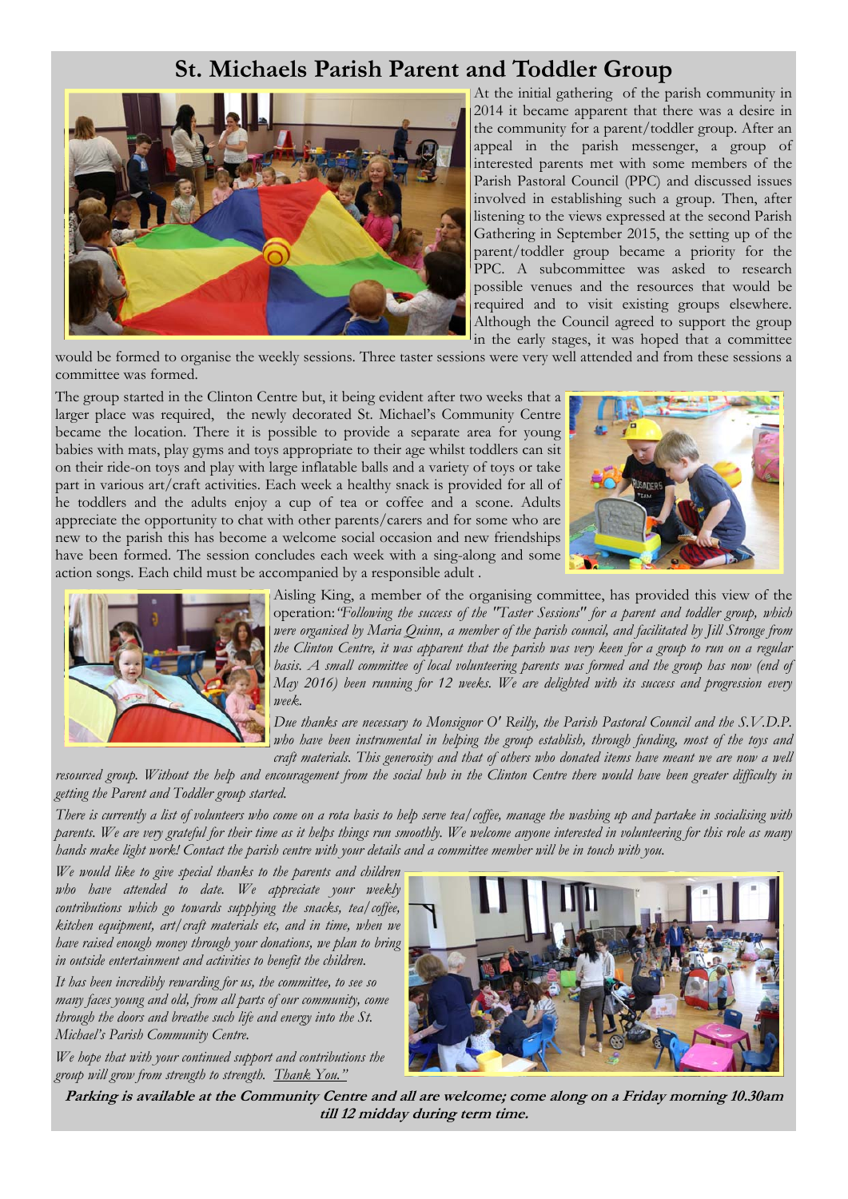# St. Michaels Parish Parent and Toddler Group

At the initial gathering of the parish community in 2014 it became apparent that there was a desire in the community for a parent/toddler group. After an appeal in the parish messenger, a group of interested parents met with some members of the Parish Pastoral Council (PPC) and discussed issues involved in establishing such a group. Then, after listening to the views expressed at the second Parish Gathering in September 2015, the setting up of the parent/toddler group became a priority for the PPC. A subcommittee was asked to research possible venues and the resources that would be required and to visit existing groups elsewhere. Although the Council agreed to support the group in the early stages, it was hoped that a committee would be formed to organise the weekly sessions. Three taster sessions were very well attended and from these sessions a committee was formed.

The group started in the Clinton Centre but, it being evident after two weeks that a larger place was required, the newly decorated St. Michael's Community Centre became the location. There it is possible to provide a separate area for young babies with mats, play gyms and toys appropriate to their age whilst toddlers can sit on their ride-on toys and play with large inflatable balls and a variety of toys or take part in various art/craft activities. Each week a healthy snack is provided for all of he toddlers and the adults enjoy a cup of tea or coffee and a scone. Adults appreciate the opportunity to chat with other parents/carers and for some who are new to the parish this has become a welcome social occasion and new friendships have been formed. The session concludes each week with a sing-along and some action songs. Each child must be accompanied by a responsible adult .

Aisling King, a member of the organising committee, has provided this view of the operation: *"Following the success of the "Taster Sessions" for a parent and toddler group, which were organised by Maria Quinn, a member of the parish council, and facilitated by Jill Stronge from the Clinton Centre, it was apparent that the parish was very keen for a group to run on a regular basis. A small committee of local volunteering parents was formed and the group has now (end of May 2016) been running for 12 weeks. We are delighted with its success and progression every week.*

*Due thanks are necessary to Monsignor O' Reilly, the Parish Pastoral Council and the S.V.D.P. who have been instrumental in helping the group establish, through funding, most of the toys and craft materials. This generosity and that of others who donated items have meant we are now a well resourced group. Without the help and encouragement from the social hub in the Clinton Centre there would have been greater difficulty in getting the Parent and Toddler group started.*

*There is currently a list of volunteers who come on a rota basis to help serve tea/coffee, manage the washing up and partake in socialising with parents. We are very grateful for their time as it helps things run smoothly. We welcome anyone interested in volunteering for this role as many hands make light work! Contact the parish centre with your details and a committee member will be in touch with you.*

*We would like to give special thanks to the parents and children who have attended to date. We appreciate your weekly contributions which go towards supplying the snacks, tea/coffee, kitchen equipment, art/craft materials etc, and in time, when we have raised enough money through your donations, we plan to bring in outside entertainment and activities to benefit the children.*

*It has been incredibly rewarding for us, the committee, to see so many faces young and old, from all parts of our community, come through the doors and breathe such life and energy into the St. Michael's Parish Community Centre.*

*We hope that with your continued support and contributions the group will grow from strength to strength. Thank You."*

**Parking is available at the Community Centre and all are welcome; come along on a Friday morning 10.30am till 12 midday during term time.**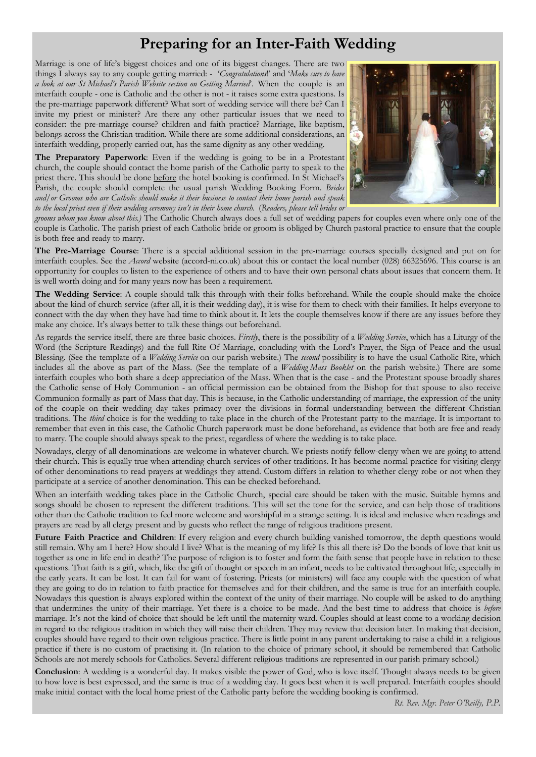# Preparing for an Inter-Faith Wedding

Marriage is one of life's biggest choices and one of its biggest changes. There are two things I always say to any couple getting married: - '*Congratulations*!' and '*Make sure to have a look at our St Michael's Parish Website section on Getting Married*'. When the couple is an interfaith couple - one is Catholic and the other is not - it raises some extra questions. Is the pre-marriage paperwork different? What sort of wedding service will there be? Can I invite my priest or minister? Are there any other particular issues that we need to consider: the pre-marriage course? children and faith practice? Marriage, like baptism, belongs across the Christian tradition. While there are some additional considerations, an interfaith wedding, properly carried out, has the same dignity as any other wedding.

**The Preparatory Paperwork**: Even if the wedding is going to be in a Protestant church, the couple should contact the home parish of the Catholic party to speak to the priest there. This should be done before the hotel booking is confirmed. In St Michael's Parish, the couple should complete the usual parish Wedding Booking Form. *Brides and/or Grooms who are Catholic should make it their business to contact their home parish and speak to the local priest even if their wedding ceremony isn't in their home church.* (*Readers, please tell brides or grooms whom you know about this.)* The Catholic Church always does a full set of wedding papers for couples even where only one of the couple is Catholic. The parish priest of each Catholic bride or groom is obliged by Church pastoral practice to ensure that the couple is both free and ready to marry.

**The Pre-Marriage Course**: There is a special additional session in the pre-marriage courses specially designed and put on for interfaith couples. See the *Accord* website (accord-ni.co.uk) about this or contact the local number (028) 66325696. This course is an opportunity for couples to listen to the experience of others and to have their own personal chats about issues that concern them. It is well worth doing and for many years now has been a requirement.

**The Wedding Service**: A couple should talk this through with their folks beforehand. While the couple should make the choice about the kind of church service (after all, it is their wedding day), it is wise for them to check with their families. It helps everyone to connect with the day when they have had time to think about it. It lets the couple themselves know if there are any issues before they make any choice. It's always better to talk these things out beforehand.

As regards the service itself, there are three basic choices. *Firstly*, there is the possibility of a *Wedding Service*, which has a Liturgy of the Word (the Scripture Readings) and the full Rite Of Marriage, concluding with the Lord's Prayer, the Sign of Peace and the usual Blessing. (See the template of a *Wedding Service* on our parish website.) The *second* possibility is to have the usual Catholic Rite, which includes all the above as part of the Mass. (See the template of a *Wedding Mass Booklet* on the parish website.) There are some interfaith couples who both share a deep appreciation of the Mass. When that is the case - and the Protestant spouse broadly shares the Catholic sense of Holy Communion - an official permission can be obtained from the Bishop for that spouse to also receive Communion formally as part of Mass that day. This is because, in the Catholic understanding of marriage, the expression of the unity of the couple on their wedding day takes primacy over the divisions in formal understanding between the different Christian traditions. The *third* choice is for the wedding to take place in the church of the Protestant party to the marriage. It is important to remember that even in this case, the Catholic Church paperwork must be done beforehand, as evidence that both are free and ready to marry. The couple should always speak to the priest, regardless of where the wedding is to take place.

Nowadays, clergy of all denominations are welcome in whatever church. We priests notify fellow-clergy when we are going to attend their church. This is equally true when attending church services of other traditions. It has become normal practice for visiting clergy of other denominations to read prayers at weddings they attend. Custom differs in relation to whether clergy robe or not when they participate at a service of another denomination. This can be checked beforehand.

When an interfaith wedding takes place in the Catholic Church, special care should be taken with the music. Suitable hymns and songs should be chosen to represent the different traditions. This will set the tone for the service, and can help those of traditions other than the Catholic tradition to feel more welcome and worshipful in a strange setting. It is ideal and inclusive when readings and prayers are read by all clergy present and by guests who reflect the range of religious traditions present.

**Future Faith Practice and Children**: If every religion and every church building vanished tomorrow, the depth questions would still remain. Why am I here? How should I live? What is the meaning of my life? Is this all there is? Do the bonds of love that knit us together as one in life end in death? The purpose of religion is to foster and form the faith sense that people have in relation to these questions. That faith is a gift, which, like the gift of thought or speech in an infant, needs to be cultivated throughout life, especially in the early years. It can be lost. It can fail for want of fostering. Priests (or ministers) will face any couple with the question of what they are going to do in relation to faith practice for themselves and for their children, and the same is true for an interfaith couple. Nowadays this question is always explored within the context of the unity of their marriage. No couple will be asked to do anything that undermines the unity of their marriage. Yet there is a choice to be made. And the best time to address that choice is *before* marriage. It's not the kind of choice that should be left until the maternity ward. Couples should at least come to a working decision in regard to the religious tradition in which they will raise their children. They may review that decision later. In making that decision, couples should have regard to their own religious practice. There is little point in any parent undertaking to raise a child in a religious practice if there is no custom of practising it. (In relation to the choice of primary school, it should be remembered that Catholic Schools are not merely schools for Catholics. Several different religious traditions are represented in our parish primary school.)

**Conclusion**: A wedding is a wonderful day. It makes visible the power of God, who is love itself. Thought always needs to be given to how love is best expressed, and the same is true of a wedding day. It goes best when it is well prepared. Interfaith couples should make initial contact with the local home priest of the Catholic party before the wedding booking is confirmed.

*Rt. Rev. Mgr. Peter O'Reilly, P.P.*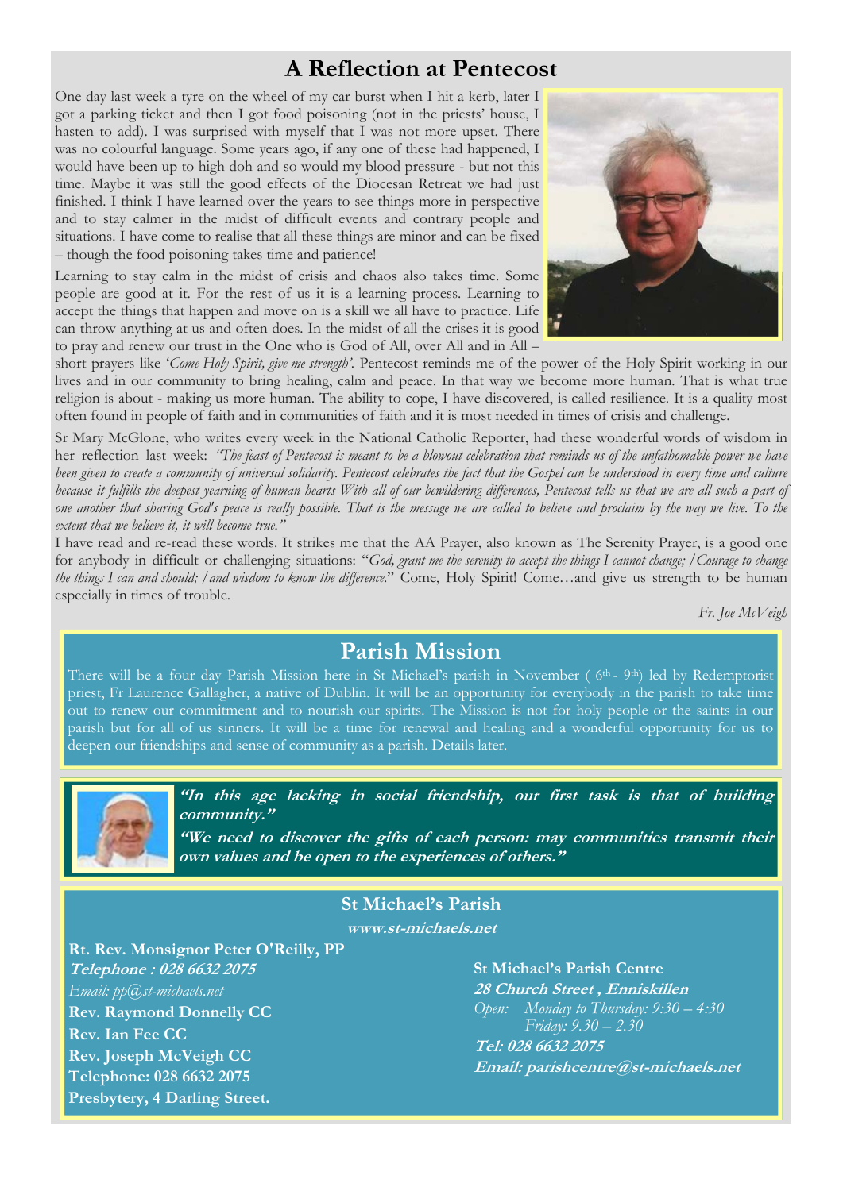# A Reflection at Pentecost

One day last week a tyre on the wheel of my car burst when I hit a kerb, later I got a parking ticket and then I got food poisoning (not in the priests' house, I hasten to add). I was surprised with myself that I was not more upset. There was no colourful language. Some years ago, if any one of these had happened, I would have been up to high doh and so would my blood pressure - but not this time. Maybe it was still the good effects of the Diocesan Retreat we had just finished. I think I have learned over the years to see things more in perspective and to stay calmer in the midst of difficult events and contrary people and situations. I have come to realise that all these things are minor and can be fixed – though the food poisoning takes time and patience!

Learning to stay calm in the midst of crisis and chaos also takes time. Some people are good at it. For the rest of us it is a learning process. Learning to accept the things that happen and move on is a skill we all have to practice. Life can throw anything at us and often does. In the midst of all the crises it is good to pray and renew our trust in the One who is God of All, over All and in All – short prayers like '*Come Holy Spirit, give me strength'*. Pentecost reminds me of the power of the Holy Spirit working in our lives and in our community to bring healing, calm and peace. In that way we become more human. That is what true religion is about - making us more human. The ability to cope, I have discovered, is called resilience. It is a quality most often found in people of faith and in communities of faith and it is most needed in times of crisis and challenge.

Sr Mary McGlone, who writes every week in the National Catholic Reporter, had these wonderful words of wisdom in her reflection last week: *"The feast of Pentecost is meant to be a blowout celebration that reminds us of the unfathomable power we have been given to create a community of universal solidarity. Pentecost celebrates the fact that the Gospel can be understood in every time and culture because it fulfills the deepest yearning of human hearts With all of our bewildering differences, Pentecost tells us that we are all such a part of one another that sharing God's peace is really possible. That is the message we are called to believe and proclaim by the way we live. To the extent that we believe it, it will become true."*

I have read and re-read these words. It strikes me that the AA Prayer, also known as The Serenity Prayer, is a good one for anybody in difficult or challenging situations: "*God, grant me the serenity to accept the things I cannot change; /Courage to change the things I can and should; /and wisdom to know the difference.*" Come, Holy Spirit! Come…and give us strength to be human especially in times of trouble.

*Fr. Joe McVeigh*

## Parish Mission

There will be a four day Parish Mission here in St Michael's parish in November ( 6th - 9th) led by Redemptorist priest, Fr Laurence Gallagher, a native of Dublin. It will be an opportunity for everybody in the parish to take time out to renew our commitment and to nourish our spirits. The Mission is not for holy people or the saints in our parish but for all of us sinners. It will be a time for renewal and healing and a wonderful opportunity for us to deepen our friendships and sense of community as a parish. Details later.

***"In this age lacking in social friendship, our first task is that of building community."***

***"We need to discover the gifts of each person: may communities transmit their own values and be open to the experiences of others."***

## St Michael's Parish

***www.st-michaels.net***

**Rt. Rev. Monsignor Peter O'Reilly, PP**
***Telephone : 028 6632 2075***
*Email: pp@st-michaels.net*
**Rev. Raymond Donnelly CC**
**Rev. Ian Fee CC**
**Rev. Joseph McVeigh CC**
**Telephone: 028 6632 2075**
**Presbytery, 4 Darling Street.**

**St Michael's Parish Centre**
***28 Church Street , Enniskillen***
*Open: Monday to Thursday: 9:30 – 4:30*
*Friday: 9.30 – 2.30*
***Tel: 028 6632 2075***
***Email: parishcentre@st-michaels.net***